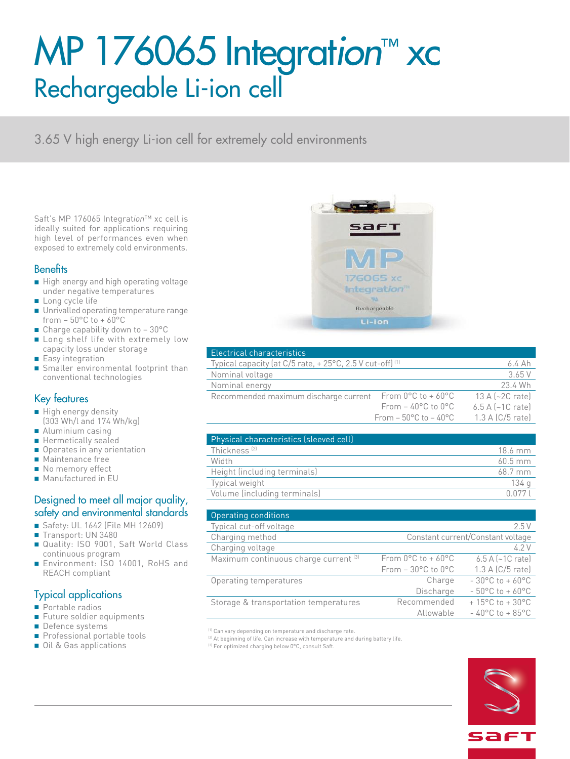# MP 176065 Integration™ xc

## Rechargeable Li-ion cell

3.65 V high energy Li-ion cell for extremely cold environments

Saft's MP 176065 Integration™ xc cell is ideally suited for applications requiring high level of performances even when exposed to extremely cold environments.

### Benefits

- High energy and high operating voltage under negative temperatures
- Long cycle life
- Unrivalled operating temperature range from – 50°C to + 60°C
- Charge capability down to – 30°C
- Long shelf life with extremely low capacity loss under storage
- Easy integration
- Smaller environmental footprint than conventional technologies

### Key features

- High energy density (303 Wh/l and 174 Wh/kg)
- Aluminium casing
- Hermetically sealed
- Operates in any orientation
- Maintenance free
- No memory effect
- Manufactured in EU

### Designed to meet all major quality, safety and environmental standards

- Safety: UL 1642 (File MH 12609)
- Transport: UN 3480
- Quality: ISO 9001, Saft World Class continuous program
- Environment: ISO 14001, RoHS and REACH compliant

### Typical applications

- Portable radios
- Future soldier equipments
- Defence systems
- Professional portable tools
- Oil & Gas applications

| Electrical characteristics | | |
|---|---|---|
| Typical capacity (at C/5 rate, + 25°C, 2.5 V cut-off) [1] | | 6.4 Ah |
| Nominal voltage | | 3.65 V |
| Nominal energy | | 23.4 Wh |
| Recommended maximum discharge current | From 0°C to + 60°C | 13 A (~2C rate) |
| | From – 40°C to 0°C | 6.5 A (~1C rate) |
| | From – 50°C to – 40°C | 1.3 A (C/5 rate) |

| Physical characteristics (sleeved cell) | |
|---|---|
| Thickness [2] | 18.6 mm |
| Width | 60.5 mm |
| Height (including terminals) | 68.7 mm |
| Typical weight | 134 g |
| Volume (including terminals) | 0.077 l |

| Operating conditions | | |
|---|---|---|
| Typical cut-off voltage | | 2.5 V |
| Charging method | | Constant current/Constant voltage |
| Charging voltage | | 4.2 V |
| Maximum continuous charge current [3] | From 0°C to + 60°C | 6.5 A (~1C rate) |
| | From – 30°C to 0°C | 1.3 A (C/5 rate) |
| Operating temperatures | Charge | - 30°C to + 60°C |
| | Discharge | - 50°C to + 60°C |
| Storage & transportation temperatures | Recommended | + 15°C to + 30°C |
| | Allowable | - 40°C to + 85°C |

[1] Can vary depending on temperature and discharge rate.
[2] At beginning of life. Can increase with temperature and during battery life.
[3] For optimized charging below 0°C, consult Saft.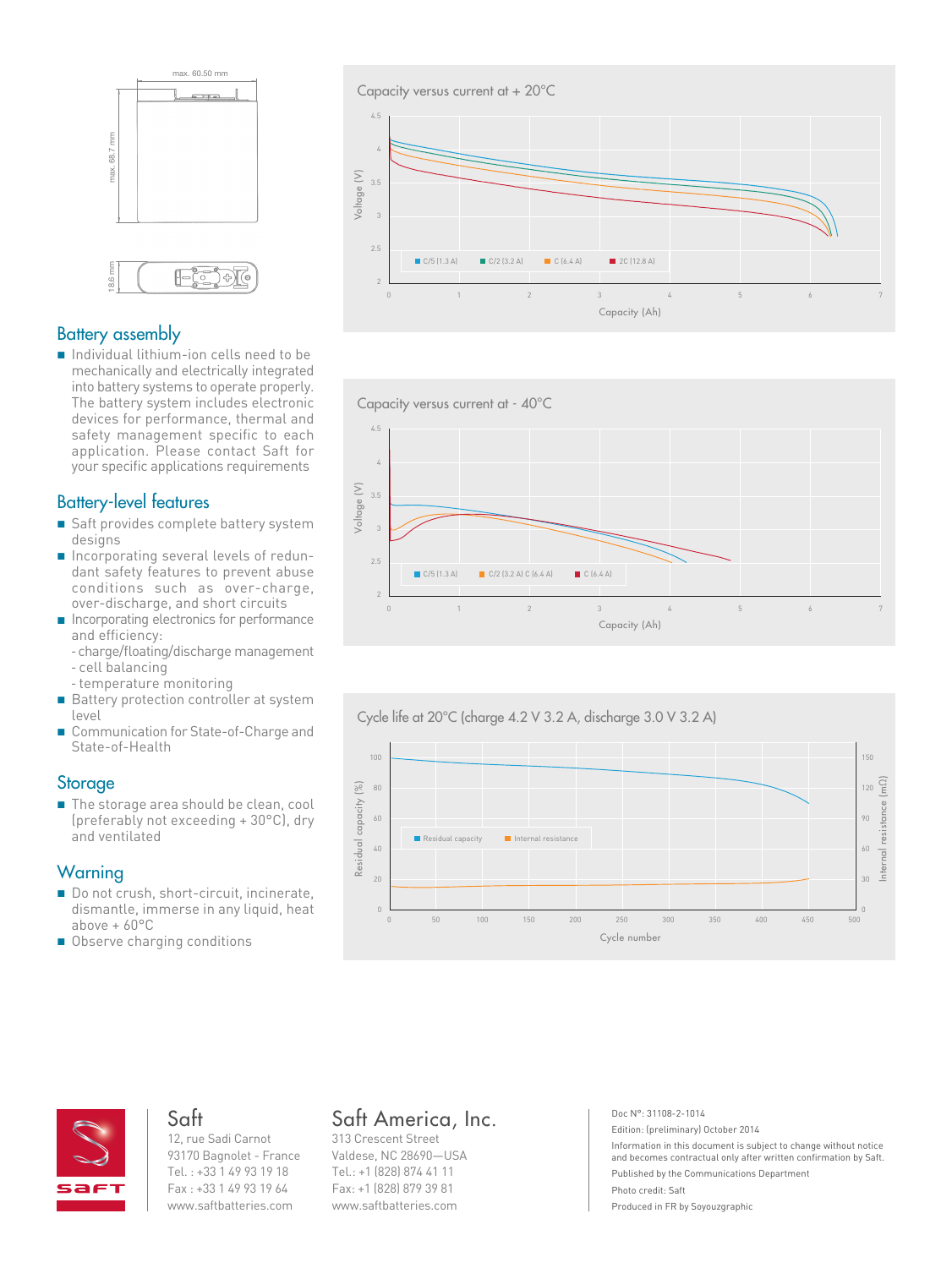max. 60.50 mm

max. 68.7 mm

18.6 mm

## Battery assembly

- Individual lithium-ion cells need to be mechanically and electrically integrated into battery systems to operate properly. The battery system includes electronic devices for performance, thermal and safety management specific to each application. Please contact Saft for your specific applications requirements

## Battery-level features

- Saft provides complete battery system designs
- Incorporating several levels of redundant safety features to prevent abuse conditions such as over-charge, over-discharge, and short circuits
- Incorporating electronics for performance and efficiency:
  - charge/floating/discharge management
  - cell balancing
  - temperature monitoring
- Battery protection controller at system level
- Communication for State-of-Charge and State-of-Health

## Storage

- The storage area should be clean, cool (preferably not exceeding + 30°C), dry and ventilated

## Warning

- Do not crush, short-circuit, incinerate, dismantle, immerse in any liquid, heat above + 60°C
- Observe charging conditions

### Capacity versus current at + 20°C

Voltage (V): 2, 2.5, 3, 3.5, 4, 4.5
Capacity (Ah): 0, 1, 2, 3, 4, 5, 6, 7
C/5 (1.3 A) | C/2 (3.2 A) | C (6.4 A) | 2C (12.8 A)

### Capacity versus current at - 40°C

Voltage (V): 2, 2.5, 3, 3.5, 4, 4.5
Capacity (Ah): 0, 1, 2, 3, 4, 5, 6, 7
C/5 (1.3 A) | C/2 (3.2 A) C (6.4 A) | C (6.4 A)

### Cycle life at 20°C (charge 4.2 V 3.2 A, discharge 3.0 V 3.2 A)

Residual capacity (%): 0, 20, 40, 60, 80, 100
Internal resistance (mΩ): 0, 30, 60, 90, 120, 150
Cycle number: 0, 50, 100, 150, 200, 250, 300, 350, 400, 450, 500
Residual capacity | Internal resistance

saft

**Saft**
12, rue Sadi Carnot
93170 Bagnolet - France
Tel. : +33 1 49 93 19 18
Fax : +33 1 49 93 19 64
www.saftbatteries.com

**Saft America, Inc.**
313 Crescent Street
Valdese, NC 28690—USA
Tel.: +1 (828) 874 41 11
Fax: +1 (828) 879 39 81
www.saftbatteries.com

Doc N°: 31108-2-1014
Edition: (preliminary) October 2014
Information in this document is subject to change without notice and becomes contractual only after written confirmation by Saft.
Published by the Communications Department
Photo credit: Saft
Produced in FR by Soyouzgraphic